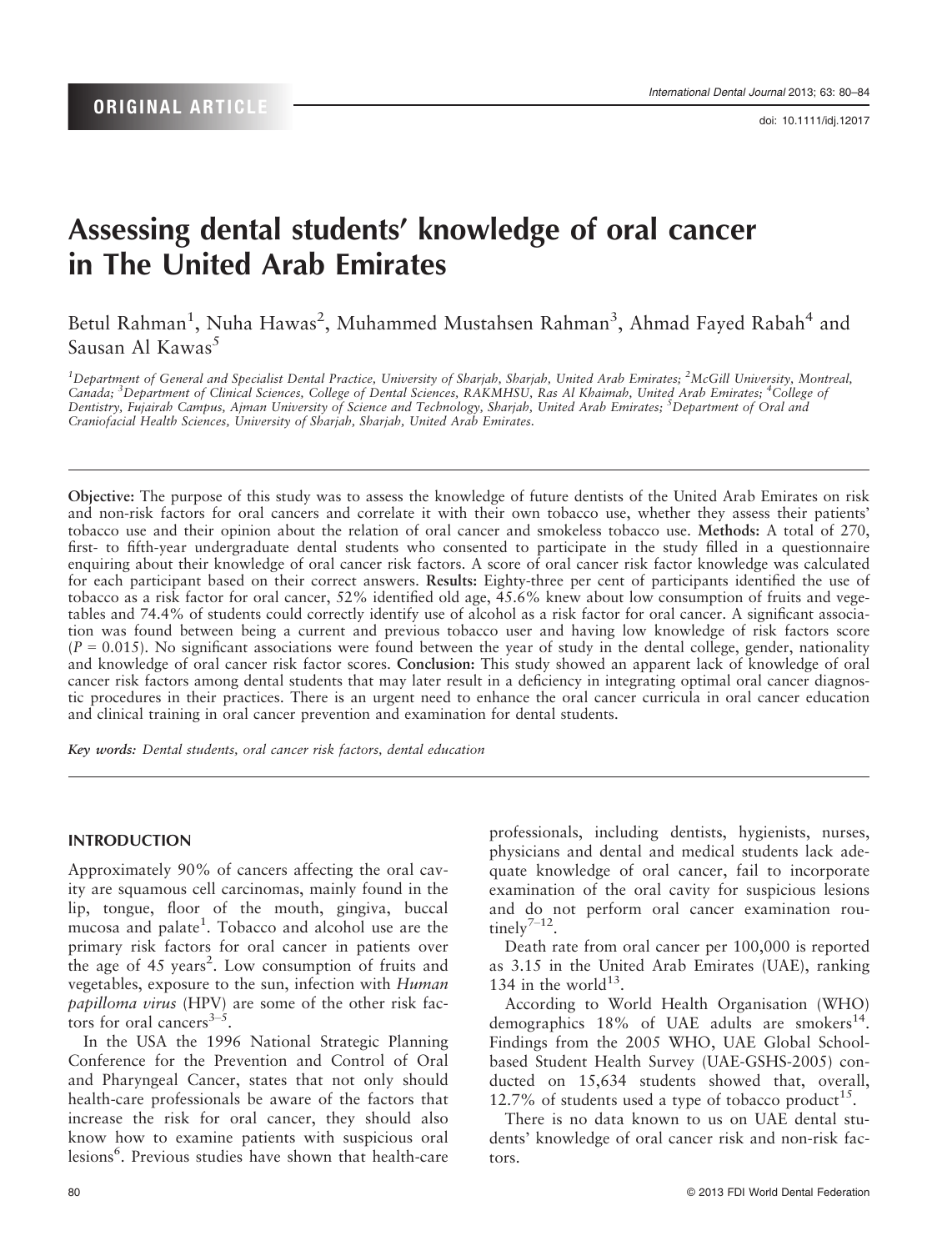ORIGINAL ARTICLE

doi: 10.1111/idj.12017

# Assessing dental students' knowledge of oral cancer in The United Arab Emirates

Betul Rahman[1], Nuha Hawas[2], Muhammed Mustahsen Rahman[3], Ahmad Fayed Rabah[4] and Sausan Al Kawas[5]

*[1]Department of General and Specialist Dental Practice, University of Sharjah, Sharjah, United Arab Emirates; [2]McGill University, Montreal, Canada; [3]Department of Clinical Sciences, College of Dental Sciences, RAKMHSU, Ras Al Khaimah, United Arab Emirates; [4]College of Dentistry, Fujairah Campus, Ajman University of Science and Technology, Sharjah, United Arab Emirates; [5]Department of Oral and Craniofacial Health Sciences, University of Sharjah, Sharjah, United Arab Emirates.*

**Objective:** The purpose of this study was to assess the knowledge of future dentists of the United Arab Emirates on risk and non-risk factors for oral cancers and correlate it with their own tobacco use, whether they assess their patients' tobacco use and their opinion about the relation of oral cancer and smokeless tobacco use. **Methods:** A total of 270, first- to fifth-year undergraduate dental students who consented to participate in the study filled in a questionnaire enquiring about their knowledge of oral cancer risk factors. A score of oral cancer risk factor knowledge was calculated for each participant based on their correct answers. **Results:** Eighty-three per cent of participants identified the use of tobacco as a risk factor for oral cancer, 52% identified old age, 45.6% knew about low consumption of fruits and vegetables and 74.4% of students could correctly identify use of alcohol as a risk factor for oral cancer. A significant association was found between being a current and previous tobacco user and having low knowledge of risk factors score ($P = 0.015$). No significant associations were found between the year of study in the dental college, gender, nationality and knowledge of oral cancer risk factor scores. **Conclusion:** This study showed an apparent lack of knowledge of oral cancer risk factors among dental students that may later result in a deficiency in integrating optimal oral cancer diagnostic procedures in their practices. There is an urgent need to enhance the oral cancer curricula in oral cancer education and clinical training in oral cancer prevention and examination for dental students.

*Key words: Dental students, oral cancer risk factors, dental education*

## INTRODUCTION

Approximately 90% of cancers affecting the oral cavity are squamous cell carcinomas, mainly found in the lip, tongue, floor of the mouth, gingiva, buccal mucosa and palate[1]. Tobacco and alcohol use are the primary risk factors for oral cancer in patients over the age of 45 years[2]. Low consumption of fruits and vegetables, exposure to the sun, infection with *Human papilloma virus* (HPV) are some of the other risk factors for oral cancers[3–5].

In the USA the 1996 National Strategic Planning Conference for the Prevention and Control of Oral and Pharyngeal Cancer, states that not only should health-care professionals be aware of the factors that increase the risk for oral cancer, they should also know how to examine patients with suspicious oral lesions[6]. Previous studies have shown that health-care professionals, including dentists, hygienists, nurses, physicians and dental and medical students lack adequate knowledge of oral cancer, fail to incorporate examination of the oral cavity for suspicious lesions and do not perform oral cancer examination routinely[7–12].

Death rate from oral cancer per 100,000 is reported as 3.15 in the United Arab Emirates (UAE), ranking 134 in the world[13].

According to World Health Organisation (WHO) demographics 18% of UAE adults are smokers[14]. Findings from the 2005 WHO, UAE Global School-based Student Health Survey (UAE-GSHS-2005) conducted on 15,634 students showed that, overall, 12.7% of students used a type of tobacco product[15].

There is no data known to us on UAE dental students' knowledge of oral cancer risk and non-risk factors.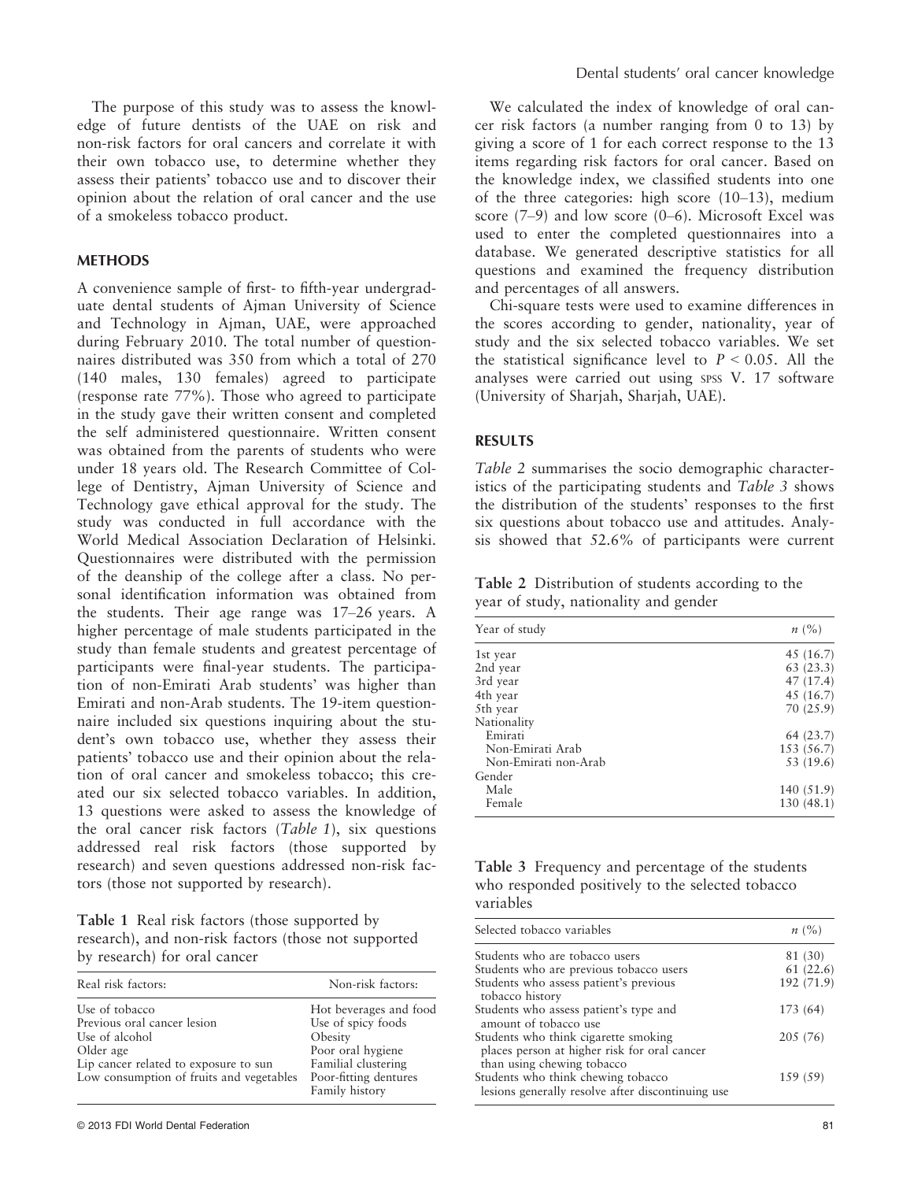The purpose of this study was to assess the knowledge of future dentists of the UAE on risk and non-risk factors for oral cancers and correlate it with their own tobacco use, to determine whether they assess their patients' tobacco use and to discover their opinion about the relation of oral cancer and the use of a smokeless tobacco product.

## METHODS

A convenience sample of first- to fifth-year undergraduate dental students of Ajman University of Science and Technology in Ajman, UAE, were approached during February 2010. The total number of questionnaires distributed was 350 from which a total of 270 (140 males, 130 females) agreed to participate (response rate 77%). Those who agreed to participate in the study gave their written consent and completed the self administered questionnaire. Written consent was obtained from the parents of students who were under 18 years old. The Research Committee of College of Dentistry, Ajman University of Science and Technology gave ethical approval for the study. The study was conducted in full accordance with the World Medical Association Declaration of Helsinki. Questionnaires were distributed with the permission of the deanship of the college after a class. No personal identification information was obtained from the students. Their age range was 17–26 years. A higher percentage of male students participated in the study than female students and greatest percentage of participants were final-year students. The participation of non-Emirati Arab students' was higher than Emirati and non-Arab students. The 19-item questionnaire included six questions inquiring about the student's own tobacco use, whether they assess their patients' tobacco use and their opinion about the relation of oral cancer and smokeless tobacco; this created our six selected tobacco variables. In addition, 13 questions were asked to assess the knowledge of the oral cancer risk factors (*Table 1*), six questions addressed real risk factors (those supported by research) and seven questions addressed non-risk factors (those not supported by research).

**Table 1** Real risk factors (those supported by research), and non-risk factors (those not supported by research) for oral cancer

| Real risk factors: | Non-risk factors: |
|---|---|
| Use of tobacco | Hot beverages and food |
| Previous oral cancer lesion | Use of spicy foods |
| Use of alcohol | Obesity |
| Older age | Poor oral hygiene |
| Lip cancer related to exposure to sun | Familial clustering |
| Low consumption of fruits and vegetables | Poor-fitting dentures |
| | Family history |

We calculated the index of knowledge of oral cancer risk factors (a number ranging from 0 to 13) by giving a score of 1 for each correct response to the 13 items regarding risk factors for oral cancer. Based on the knowledge index, we classified students into one of the three categories: high score (10–13), medium score (7–9) and low score (0–6). Microsoft Excel was used to enter the completed questionnaires into a database. We generated descriptive statistics for all questions and examined the frequency distribution and percentages of all answers.

Chi-square tests were used to examine differences in the scores according to gender, nationality, year of study and the six selected tobacco variables. We set the statistical significance level to $P < 0.05$. All the analyses were carried out using SPSS V. 17 software (University of Sharjah, Sharjah, UAE).

## RESULTS

*Table 2* summarises the socio demographic characteristics of the participating students and *Table 3* shows the distribution of the students' responses to the first six questions about tobacco use and attitudes. Analysis showed that 52.6% of participants were current

**Table 2** Distribution of students according to the year of study, nationality and gender

| Year of study | *n* (%) |
|---|---|
| 1st year | 45 (16.7) |
| 2nd year | 63 (23.3) |
| 3rd year | 47 (17.4) |
| 4th year | 45 (16.7) |
| 5th year | 70 (25.9) |
| Nationality | |
| Emirati | 64 (23.7) |
| Non-Emirati Arab | 153 (56.7) |
| Non-Emirati non-Arab | 53 (19.6) |
| Gender | |
| Male | 140 (51.9) |
| Female | 130 (48.1) |

**Table 3** Frequency and percentage of the students who responded positively to the selected tobacco variables

| Selected tobacco variables | *n* (%) |
|---|---|
| Students who are tobacco users | 81 (30) |
| Students who are previous tobacco users | 61 (22.6) |
| Students who assess patient's previous tobacco history | 192 (71.9) |
| Students who assess patient's type and amount of tobacco use | 173 (64) |
| Students who think cigarette smoking places person at higher risk for oral cancer than using chewing tobacco | 205 (76) |
| Students who think chewing tobacco lesions generally resolve after discontinuing use | 159 (59) |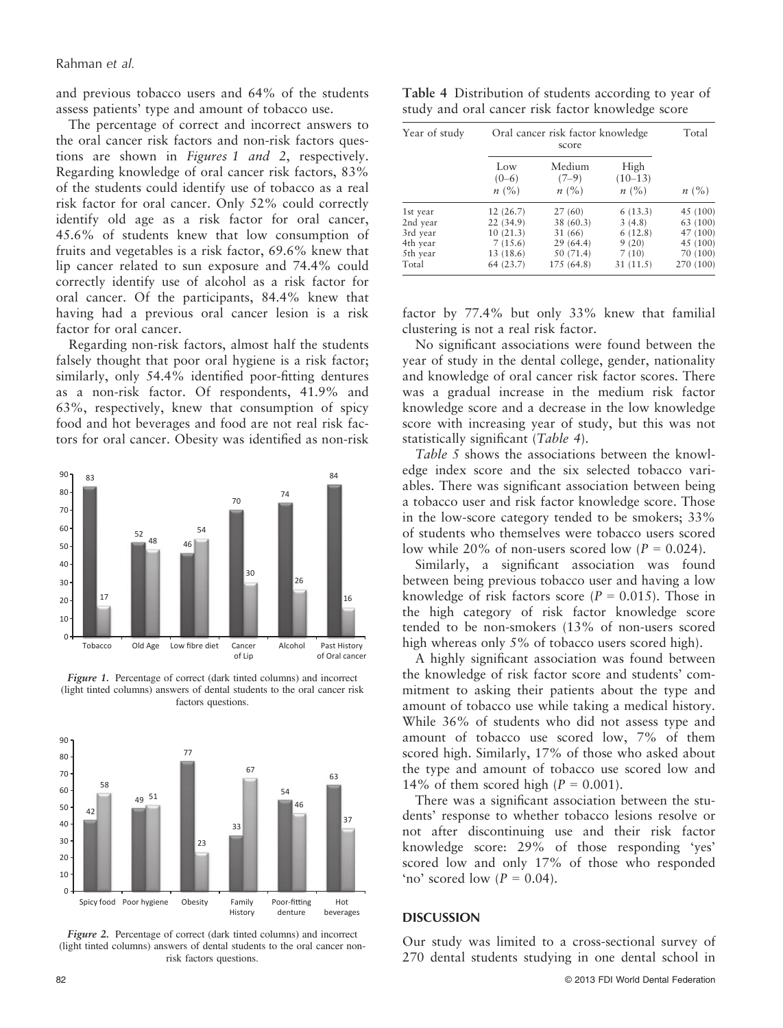and previous tobacco users and 64% of the students assess patients' type and amount of tobacco use.

The percentage of correct and incorrect answers to the oral cancer risk factors and non-risk factors questions are shown in *Figures 1 and 2*, respectively. Regarding knowledge of oral cancer risk factors, 83% of the students could identify use of tobacco as a real risk factor for oral cancer. Only 52% could correctly identify old age as a risk factor for oral cancer, 45.6% of students knew that low consumption of fruits and vegetables is a risk factor, 69.6% knew that lip cancer related to sun exposure and 74.4% could correctly identify use of alcohol as a risk factor for oral cancer. Of the participants, 84.4% knew that having had a previous oral cancer lesion is a risk factor for oral cancer.

Regarding non-risk factors, almost half the students falsely thought that poor oral hygiene is a risk factor; similarly, only 54.4% identified poor-fitting dentures as a non-risk factor. Of respondents, 41.9% and 63%, respectively, knew that consumption of spicy food and hot beverages and food are not real risk factors for oral cancer. Obesity was identified as non-risk factor by 77.4% but only 33% knew that familial clustering is not a real risk factor.

*Figure 1.* Percentage of correct (dark tinted columns) and incorrect (light tinted columns) answers of dental students to the oral cancer risk factors questions.

*Figure 2.* Percentage of correct (dark tinted columns) and incorrect (light tinted columns) answers of dental students to the oral cancer non-risk factors questions.

**Table 4** Distribution of students according to year of study and oral cancer risk factor knowledge score

| Year of study | Oral cancer risk factor knowledge score | | | Total |
|---|---|---|---|---|
| | Low (0–6) *n* (%) | Medium (7–9) *n* (%) | High (10–13) *n* (%) | *n* (%) |
| 1st year | 12 (26.7) | 27 (60) | 6 (13.3) | 45 (100) |
| 2nd year | 22 (34.9) | 38 (60.3) | 3 (4.8) | 63 (100) |
| 3rd year | 10 (21.3) | 31 (66) | 6 (12.8) | 47 (100) |
| 4th year | 7 (15.6) | 29 (64.4) | 9 (20) | 45 (100) |
| 5th year | 13 (18.6) | 50 (71.4) | 7 (10) | 70 (100) |
| Total | 64 (23.7) | 175 (64.8) | 31 (11.5) | 270 (100) |

No significant associations were found between the year of study in the dental college, gender, nationality and knowledge of oral cancer risk factor scores. There was a gradual increase in the medium risk factor knowledge score and a decrease in the low knowledge score with increasing year of study, but this was not statistically significant (*Table 4*).

*Table 5* shows the associations between the knowledge index score and the six selected tobacco variables. There was significant association between being a tobacco user and risk factor knowledge score. Those in the low-score category tended to be smokers; 33% of students who themselves were tobacco users scored low while 20% of non-users scored low ($P = 0.024$).

Similarly, a significant association was found between being previous tobacco user and having a low knowledge of risk factors score ($P = 0.015$). Those in the high category of risk factor knowledge score tended to be non-smokers (13% of non-users scored high whereas only 5% of tobacco users scored high).

A highly significant association was found between the knowledge of risk factor score and students' commitment to asking their patients about the type and amount of tobacco use while taking a medical history. While 36% of students who did not assess type and amount of tobacco use scored low, 7% of them scored high. Similarly, 17% of those who asked about the type and amount of tobacco use scored low and 14% of them scored high ($P = 0.001$).

There was a significant association between the students' response to whether tobacco lesions resolve or not after discontinuing use and their risk factor knowledge score: 29% of those responding 'yes' scored low and only 17% of those who responded 'no' scored low ($P = 0.04$).

## DISCUSSION

Our study was limited to a cross-sectional survey of 270 dental students studying in one dental school in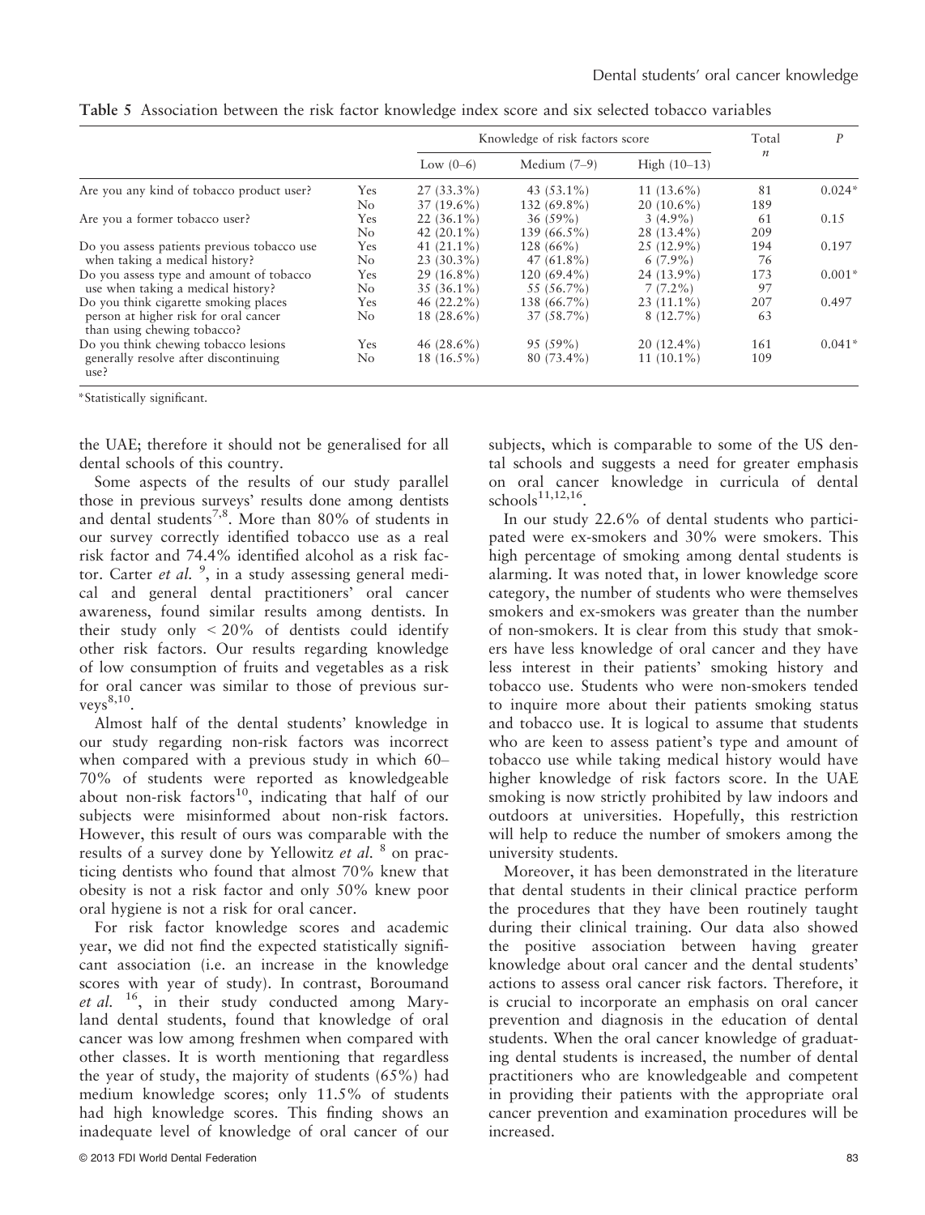**Table 5** Association between the risk factor knowledge index score and six selected tobacco variables

| | | Knowledge of risk factors score | | | Total | P |
|---|---|---|---|---|---|---|
| | | Low (0–6) | Medium (7–9) | High (10–13) | n | |
| Are you any kind of tobacco product user? | Yes | 27 (33.3%) | 43 (53.1%) | 11 (13.6%) | 81 | 0.024* |
| | No | 37 (19.6%) | 132 (69.8%) | 20 (10.6%) | 189 | |
| Are you a former tobacco user? | Yes | 22 (36.1%) | 36 (59%) | 3 (4.9%) | 61 | 0.15 |
| | No | 42 (20.1%) | 139 (66.5%) | 28 (13.4%) | 209 | |
| Do you assess patients previous tobacco use when taking a medical history? | Yes | 41 (21.1%) | 128 (66%) | 25 (12.9%) | 194 | 0.197 |
| | No | 23 (30.3%) | 47 (61.8%) | 6 (7.9%) | 76 | |
| Do you assess type and amount of tobacco use when taking a medical history? | Yes | 29 (16.8%) | 120 (69.4%) | 24 (13.9%) | 173 | 0.001* |
| | No | 35 (36.1%) | 55 (56.7%) | 7 (7.2%) | 97 | |
| Do you think cigarette smoking places person at higher risk for oral cancer than using chewing tobacco? | Yes | 46 (22.2%) | 138 (66.7%) | 23 (11.1%) | 207 | 0.497 |
| | No | 18 (28.6%) | 37 (58.7%) | 8 (12.7%) | 63 | |
| Do you think chewing tobacco lesions generally resolve after discontinuing use? | Yes | 46 (28.6%) | 95 (59%) | 20 (12.4%) | 161 | 0.041* |
| | No | 18 (16.5%) | 80 (73.4%) | 11 (10.1%) | 109 | |

*Statistically significant.

the UAE; therefore it should not be generalised for all dental schools of this country.

Some aspects of the results of our study parallel those in previous surveys' results done among dentists and dental students[7,8]. More than 80% of students in our survey correctly identified tobacco use as a real risk factor and 74.4% identified alcohol as a risk factor. Carter *et al.* [9], in a study assessing general medical and general dental practitioners' oral cancer awareness, found similar results among dentists. In their study only < 20% of dentists could identify other risk factors. Our results regarding knowledge of low consumption of fruits and vegetables as a risk for oral cancer was similar to those of previous surveys[8,10].

Almost half of the dental students' knowledge in our study regarding non-risk factors was incorrect when compared with a previous study in which 60–70% of students were reported as knowledgeable about non-risk factors[10], indicating that half of our subjects were misinformed about non-risk factors. However, this result of ours was comparable with the results of a survey done by Yellowitz *et al.* [8] on practicing dentists who found that almost 70% knew that obesity is not a risk factor and only 50% knew poor oral hygiene is not a risk for oral cancer.

For risk factor knowledge scores and academic year, we did not find the expected statistically significant association (i.e. an increase in the knowledge scores with year of study). In contrast, Boroumand *et al.* [16], in their study conducted among Maryland dental students, found that knowledge of oral cancer was low among freshmen when compared with other classes. It is worth mentioning that regardless the year of study, the majority of students (65%) had medium knowledge scores; only 11.5% of students had high knowledge scores. This finding shows an inadequate level of knowledge of oral cancer of our subjects, which is comparable to some of the US dental schools and suggests a need for greater emphasis on oral cancer knowledge in curricula of dental schools[11,12,16].

In our study 22.6% of dental students who participated were ex-smokers and 30% were smokers. This high percentage of smoking among dental students is alarming. It was noted that, in lower knowledge score category, the number of students who were themselves smokers and ex-smokers was greater than the number of non-smokers. It is clear from this study that smokers have less knowledge of oral cancer and they have less interest in their patients' smoking history and tobacco use. Students who were non-smokers tended to inquire more about their patients smoking status and tobacco use. It is logical to assume that students who are keen to assess patient's type and amount of tobacco use while taking medical history would have higher knowledge of risk factors score. In the UAE smoking is now strictly prohibited by law indoors and outdoors at universities. Hopefully, this restriction will help to reduce the number of smokers among the university students.

Moreover, it has been demonstrated in the literature that dental students in their clinical practice perform the procedures that they have been routinely taught during their clinical training. Our data also showed the positive association between having greater knowledge about oral cancer and the dental students' actions to assess oral cancer risk factors. Therefore, it is crucial to incorporate an emphasis on oral cancer prevention and diagnosis in the education of dental students. When the oral cancer knowledge of graduating dental students is increased, the number of dental practitioners who are knowledgeable and competent in providing their patients with the appropriate oral cancer prevention and examination procedures will be increased.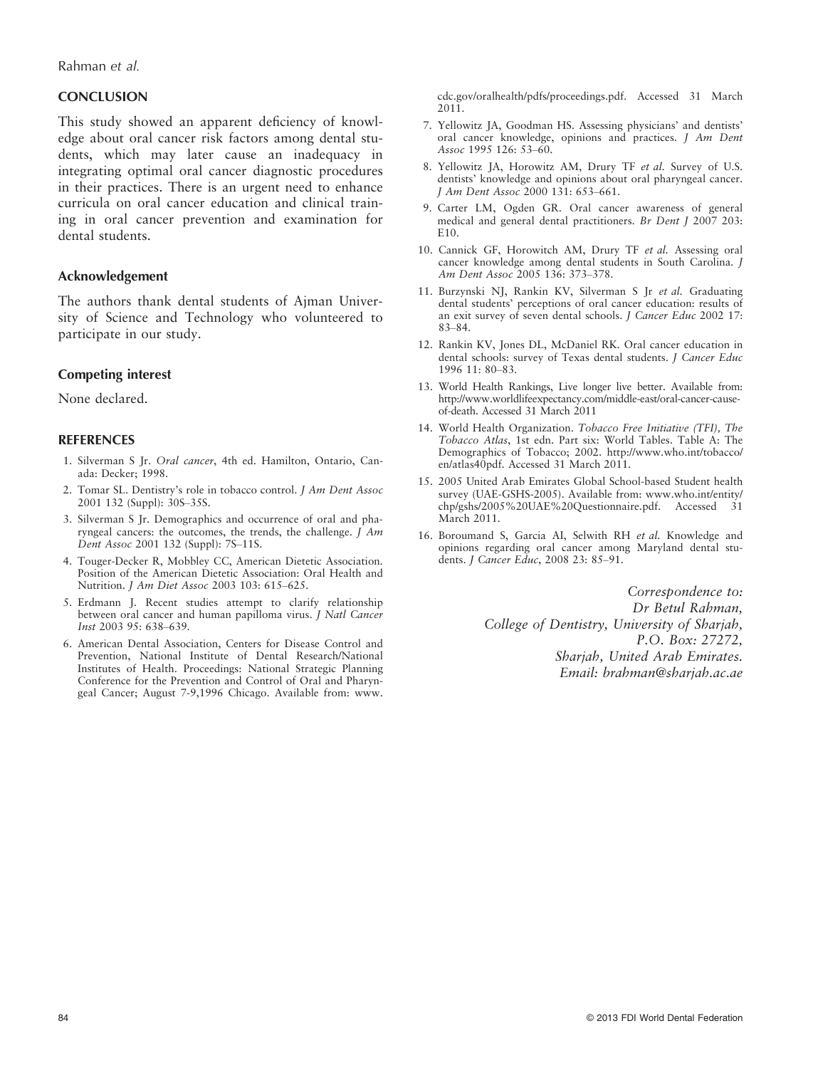## CONCLUSION

This study showed an apparent deficiency of knowledge about oral cancer risk factors among dental students, which may later cause an inadequacy in integrating optimal oral cancer diagnostic procedures in their practices. There is an urgent need to enhance curricula on oral cancer education and clinical training in oral cancer prevention and examination for dental students.

### Acknowledgement

The authors thank dental students of Ajman University of Science and Technology who volunteered to participate in our study.

### Competing interest

None declared.

## REFERENCES

1. Silverman S Jr. *Oral cancer*, 4th ed. Hamilton, Ontario, Canada: Decker; 1998.
2. Tomar SL. Dentistry's role in tobacco control. *J Am Dent Assoc* 2001 132 (Suppl): 30S–35S.
3. Silverman S Jr. Demographics and occurrence of oral and pharyngeal cancers: the outcomes, the trends, the challenge. *J Am Dent Assoc* 2001 132 (Suppl): 7S–11S.
4. Touger-Decker R, Mobbley CC, American Dietetic Association. Position of the American Dietetic Association: Oral Health and Nutrition. *J Am Diet Assoc* 2003 103: 615–625.
5. Erdmann J. Recent studies attempt to clarify relationship between oral cancer and human papilloma virus. *J Natl Cancer Inst* 2003 95: 638–639.
6. American Dental Association, Centers for Disease Control and Prevention, National Institute of Dental Research/National Institutes of Health. Proceedings: National Strategic Planning Conference for the Prevention and Control of Oral and Pharyngeal Cancer; August 7-9,1996 Chicago. Available from: www.cdc.gov/oralhealth/pdfs/proceedings.pdf. Accessed 31 March 2011.
7. Yellowitz JA, Goodman HS. Assessing physicians' and dentists' oral cancer knowledge, opinions and practices. *J Am Dent Assoc* 1995 126: 53–60.
8. Yellowitz JA, Horowitz AM, Drury TF *et al.* Survey of U.S. dentists' knowledge and opinions about oral pharyngeal cancer. *J Am Dent Assoc* 2000 131: 653–661.
9. Carter LM, Ogden GR. Oral cancer awareness of general medical and general dental practitioners. *Br Dent J* 2007 203: E10.
10. Cannick GF, Horowitch AM, Drury TF *et al.* Assessing oral cancer knowledge among dental students in South Carolina. *J Am Dent Assoc* 2005 136: 373–378.
11. Burzynski NJ, Rankin KV, Silverman S Jr *et al.* Graduating dental students' perceptions of oral cancer education: results of an exit survey of seven dental schools. *J Cancer Educ* 2002 17: 83–84.
12. Rankin KV, Jones DL, McDaniel RK. Oral cancer education in dental schools: survey of Texas dental students. *J Cancer Educ* 1996 11: 80–83.
13. World Health Rankings, Live longer live better. Available from: http://www.worldlifeexpectancy.com/middle-east/oral-cancer-cause-of-death. Accessed 31 March 2011
14. World Health Organization. *Tobacco Free Initiative (TFI), The Tobacco Atlas*, 1st edn. Part six: World Tables. Table A: The Demographics of Tobacco; 2002. http://www.who.int/tobacco/en/atlas40pdf. Accessed 31 March 2011.
15. 2005 United Arab Emirates Global School-based Student health survey (UAE-GSHS-2005). Available from: www.who.int/entity/chp/gshs/2005%20UAE%20Questionnaire.pdf. Accessed 31 March 2011.
16. Boroumand S, Garcia AI, Selwith RH *et al.* Knowledge and opinions regarding oral cancer among Maryland dental students. *J Cancer Educ*, 2008 23: 85–91.

*Correspondence to:*
*Dr Betul Rahman,*
*College of Dentistry, University of Sharjah,*
*P.O. Box: 27272,*
*Sharjah, United Arab Emirates.*
*Email: brahman@sharjah.ac.ae*